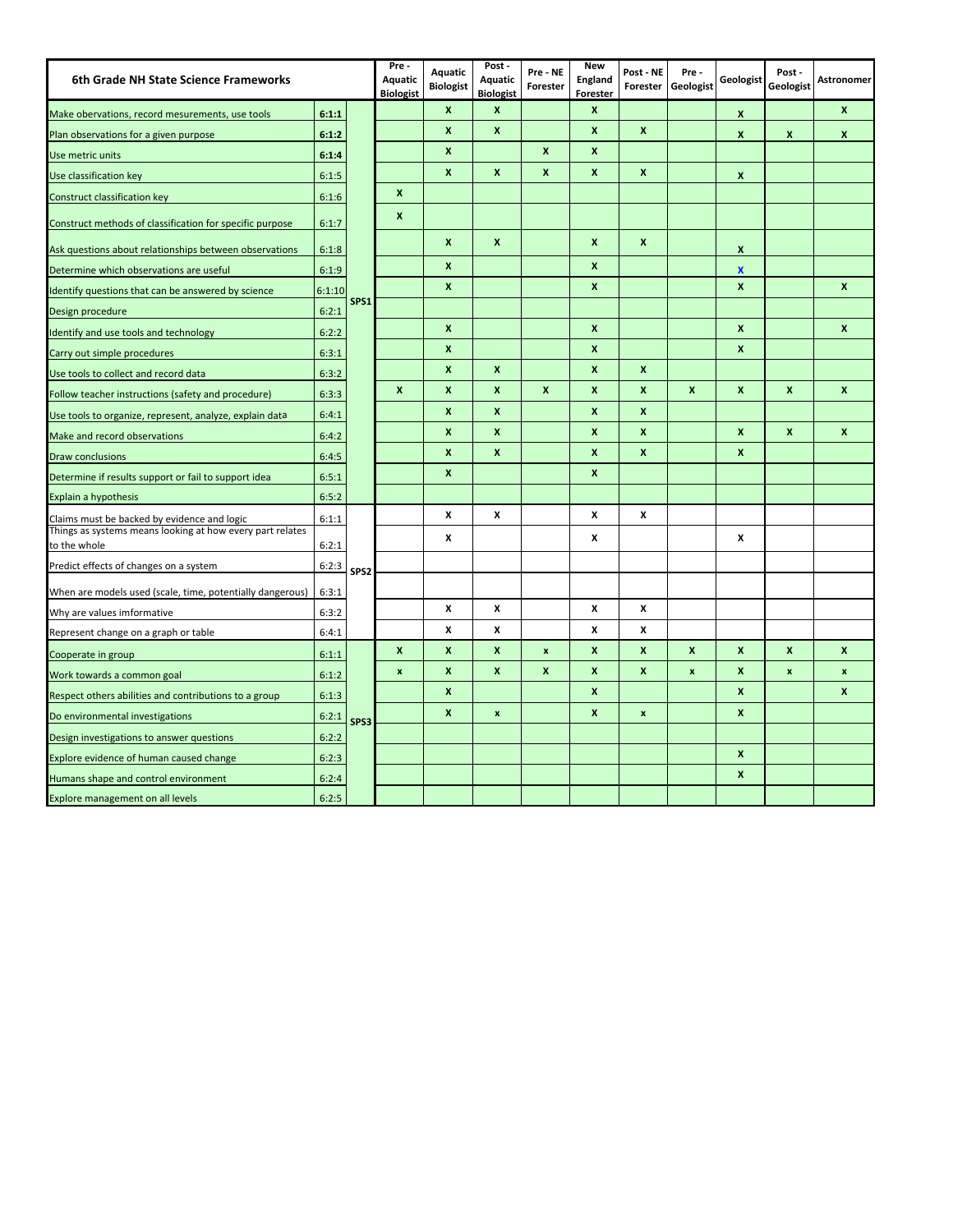| 6th Grade NH State Science Frameworks | | | Pre - Aquatic Biologist | Aquatic Biologist | Post - Aquatic Biologist | Pre - NE Forester | New England Forester | Post - NE Forester | Pre - Geologist | Geologist | Post - Geologist | Astronomer |
|---|---|---|---|---|---|---|---|---|---|---|---|---|
| Make observations, record mesurements, use tools | **6:1:1** | SPS1 | | X | X | | X | | | X | | X |
| Plan observations for a given purpose | **6:1:2** | | | X | X | | X | X | | X | X | X |
| Use metric units | **6:1:4** | | | X | | X | X | | | | | |
| Use classification key | 6:1:5 | | | X | X | X | X | X | | X | | |
| Construct classification key | 6:1:6 | | X | | | | | | | | | |
| Construct methods of classification for specific purpose | 6:1:7 | | X | | | | | | | | | |
| Ask questions about relationships between observations | 6:1:8 | | | X | X | | X | X | | X | | |
| Determine which observations are useful | 6:1:9 | | | X | | | X | | | X | | |
| Identify questions that can be answered by science | 6:1:10 | | | X | | | X | | | X | | X |
| Design procedure | 6:2:1 | | | | | | | | | | | |
| Identify and use tools and technology | 6:2:2 | | | X | | | X | | | X | | X |
| Carry out simple procedures | 6:3:1 | | | X | | | X | | | X | | |
| Use tools to collect and record data | 6:3:2 | | | X | X | | X | X | | | | |
| Follow teacher instructions (safety and procedure) | 6:3:3 | | X | X | X | X | X | X | X | X | X | X |
| Use tools to organize, represent, analyze, explain data | 6:4:1 | | | X | X | | X | X | | | | |
| Make and record observations | 6:4:2 | | | X | X | | X | X | | X | X | X |
| Draw conclusions | 6:4:5 | | | X | X | | X | X | | X | | |
| Determine if results support or fail to support idea | 6:5:1 | | | X | | | X | | | | | |
| Explain a hypothesis | 6:5:2 | | | | | | | | | | | |
| Claims must be backed by evidence and logic | 6:1:1 | SPS2 | | X | X | | X | X | | | | |
| Things as systems means looking at how every part relates to the whole | 6:2:1 | | | X | | | X | | | X | | |
| Predict effects of changes on a system | 6:2:3 | | | | | | | | | | | |
| When are models used (scale, time, potentially dangerous) | 6:3:1 | | | | | | | | | | | |
| Why are values imformative | 6:3:2 | | | X | X | | X | X | | | | |
| Represent change on a graph or table | 6:4:1 | | | X | X | | X | X | | | | |
| Cooperate in group | 6:1:1 | SPS3 | X | X | X | x | X | X | X | X | X | X |
| Work towards a common goal | 6:1:2 | | x | X | X | X | X | X | x | X | x | x |
| Respect others abilities and contributions to a group | 6:1:3 | | | X | | | X | | | X | | X |
| Do environmental investigations | 6:2:1 | | | X | x | | X | x | | X | | |
| Design investigations to answer questions | 6:2:2 | | | | | | | | | | | |
| Explore evidence of human caused change | 6:2:3 | | | | | | | | | X | | |
| Humans shape and control environment | 6:2:4 | | | | | | | | | X | | |
| Explore management on all levels | 6:2:5 | | | | | | | | | | | |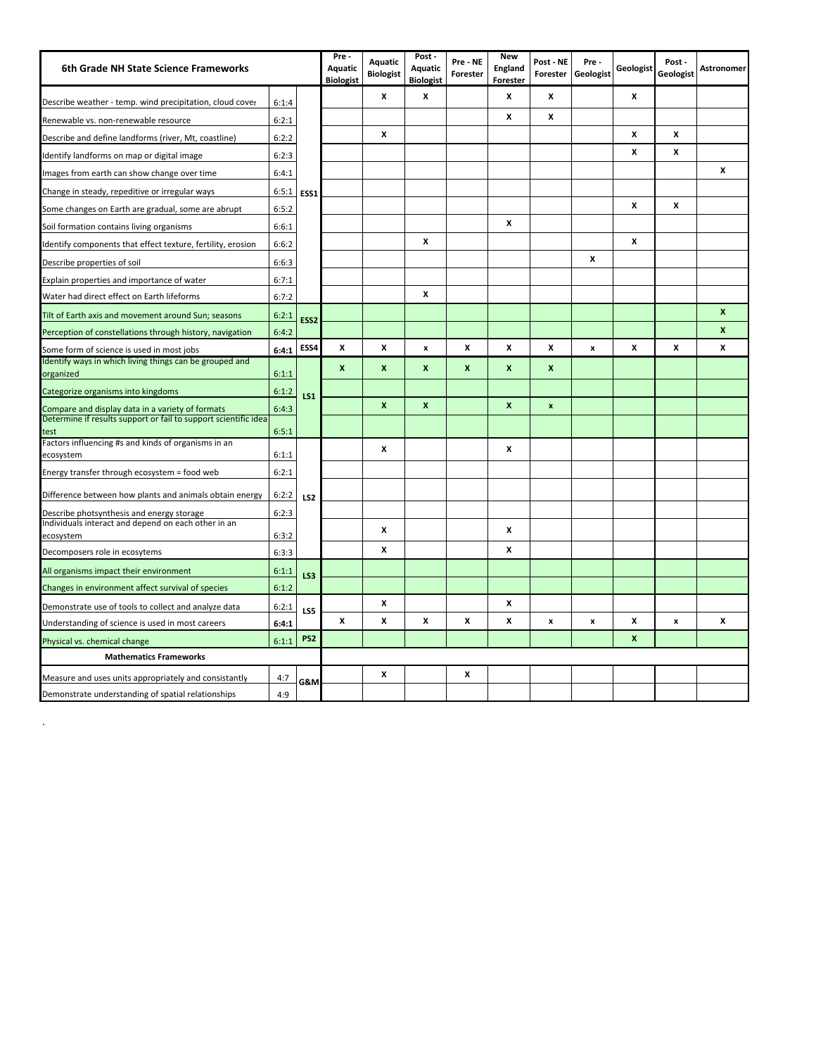| 6th Grade NH State Science Frameworks | | | Pre - Aquatic Biologist | Aquatic Biologist | Post - Aquatic Biologist | Pre - NE Forester | New England Forester | Post - NE Forester | Pre - Geologist | Geologist | Post - Geologist | Astronomer |
|---|---|---|---|---|---|---|---|---|---|---|---|---|
| Describe weather - temp. wind precipitation, cloud cover | 6:1:4 | ESS1 | | X | X | | X | X | | X | | |
| Renewable vs. non-renewable resource | 6:2:1 | | | | | | X | X | | | | |
| Describe and define landforms (river, Mt, coastline) | 6:2:2 | | | X | | | | | | X | X | |
| Identify landforms on map or digital image | 6:2:3 | | | | | | | | | X | X | |
| Images from earth can show change over time | 6:4:1 | | | | | | | | | | | X |
| Change in steady, repeditive or irregular ways | 6:5:1 | | | | | | | | | | | |
| Some changes on Earth are gradual, some are abrupt | 6:5:2 | | | | | | | | | X | X | |
| Soil formation contains living organisms | 6:6:1 | | | | | | X | | | | | |
| Identify components that effect texture, fertility, erosion | 6:6:2 | | | | X | | | | | X | | |
| Describe properties of soil | 6:6:3 | | | | | | | | X | | | |
| Explain properties and importance of water | 6:7:1 | | | | | | | | | | | |
| Water had direct effect on Earth lifeforms | 6:7:2 | | | | X | | | | | | | |
| Tilt of Earth axis and movement around Sun; seasons | 6:2:1 | ESS2 | | | | | | | | | | X |
| Perception of constellations through history, navigation | 6:4:2 | | | | | | | | | | | X |
| Some form of science is used in most jobs | **6:4:1** | ESS4 | X | X | x | X | X | X | x | X | X | X |
| Identify ways in which living things can be grouped and organized | 6:1:1 | LS1 | X | X | X | X | X | X | | | | |
| Categorize organisms into kingdoms | 6:1:2 | | | | | | | | | | | |
| Compare and display data in a variety of formats | 6:4:3 | | | X | X | | X | x | | | | |
| Determine if results support or fail to support scientific idea test | 6:5:1 | | | | | | | | | | | |
| Factors influencing #s and kinds of organisms in an ecosystem | 6:1:1 | LS2 | | X | | | X | | | | | |
| Energy transfer through ecosystem = food web | 6:2:1 | | | | | | | | | | | |
| Difference between how plants and animals obtain energy | 6:2:2 | | | | | | | | | | | |
| Describe photsynthesis and energy storage | 6:2:3 | | | | | | | | | | | |
| Individuals interact and depend on each other in an ecosystem | 6:3:2 | | | X | | | X | | | | | |
| Decomposers role in ecosytems | 6:3:3 | | | X | | | X | | | | | |
| All organisms impact their environment | 6:1:1 | LS3 | | | | | | | | | | |
| Changes in environment affect survival of species | 6:1:2 | | | | | | | | | | | |
| Demonstrate use of tools to collect and analyze data | 6:2:1 | LS5 | | X | | | X | | | | | |
| Understanding of science is used in most careers | **6:4:1** | | X | X | X | X | X | x | x | X | x | X |
| Physical vs. chemical change | 6:1:1 | PS2 | | | | | | | | X | | |
| **Mathematics Frameworks** | | | | | | | | | | | | |
| Measure and uses units appropriately and consistantly | 4:7 | G&M | | X | | X | | | | | | |
| Demonstrate understanding of spatial relationships | 4:9 | | | | | | | | | | | |

.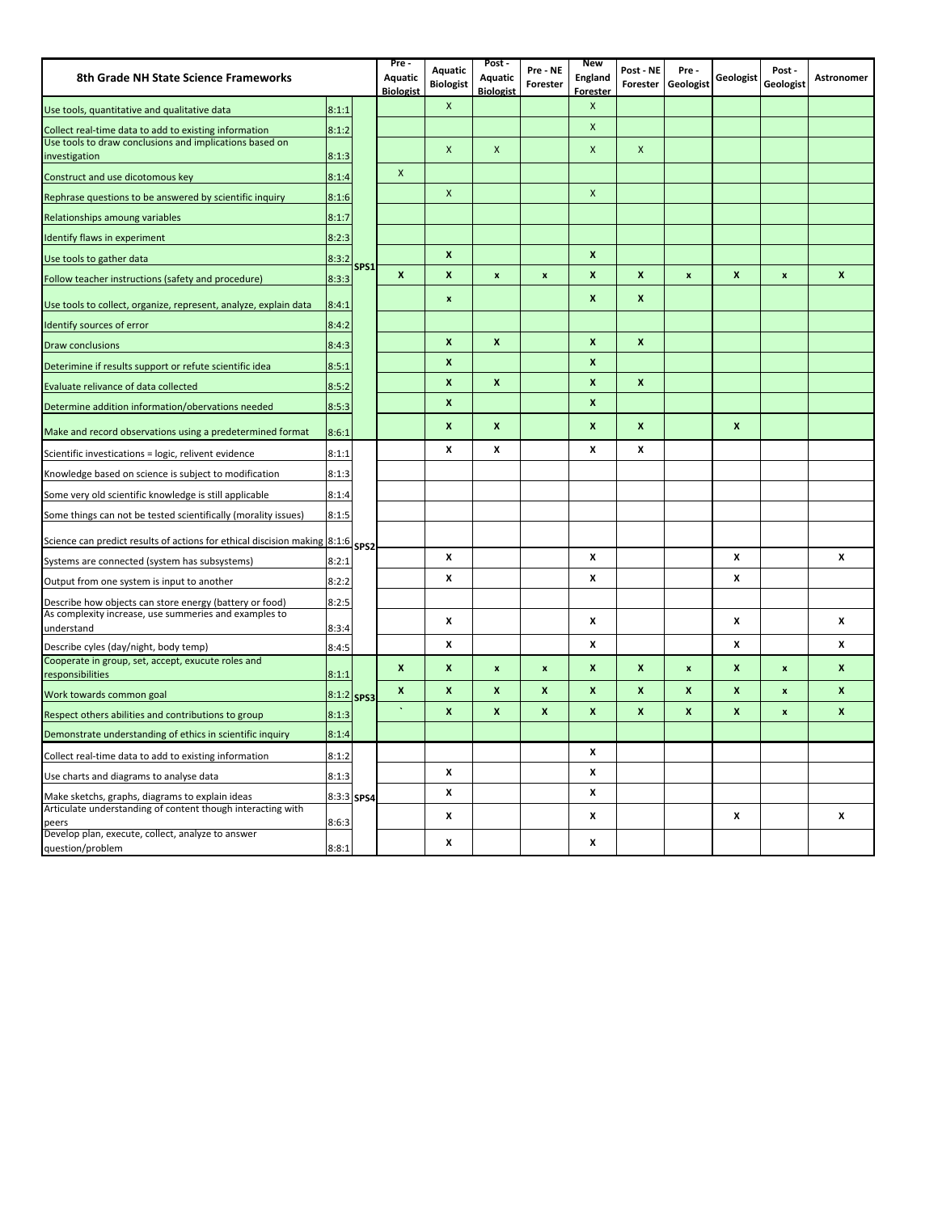| 8th Grade NH State Science Frameworks | | | Pre - Aquatic Biologist | Aquatic Biologist | Post - Aquatic Biologist | Pre - NE Forester | New England Forester | Post - NE Forester | Pre - Geologist | Geologist | Post - Geologist | Astronomer |
|---|---|---|---|---|---|---|---|---|---|---|---|---|
| Use tools, quantitative and qualitative data | 8:1:1 | SPS1 | | X | | | X | | | | | |
| Collect real-time data to add to existing information | 8:1:2 | | | | | | X | | | | | |
| Use tools to draw conclusions and implications based on investigation | 8:1:3 | | | X | X | | X | X | | | | |
| Construct and use dicotomous key | 8:1:4 | | X | | | | | | | | | |
| Rephrase questions to be answered by scientific inquiry | 8:1:6 | | | X | | | X | | | | | |
| Relationships amoung variables | 8:1:7 | | | | | | | | | | | |
| Identify flaws in experiment | 8:2:3 | | | | | | | | | | | |
| Use tools to gather data | 8:3:2 | | | X | | | X | | | | | |
| Follow teacher instructions (safety and procedure) | 8:3:3 | | X | X | x | x | X | X | x | X | x | X |
| Use tools to collect, organize, represent, analyze, explain data | 8:4:1 | | | x | | | X | X | | | | |
| Identify sources of error | 8:4:2 | | | | | | | | | | | |
| Draw conclusions | 8:4:3 | | | X | X | | X | X | | | | |
| Deterimine if results support or refute scientific idea | 8:5:1 | | | X | | | X | | | | | |
| Evaluate relivance of data collected | 8:5:2 | | | X | X | | X | X | | | | |
| Determine addition information/obervations needed | 8:5:3 | | | X | | | X | | | | | |
| Make and record observations using a predetermined format | 8:6:1 | | | X | X | | X | X | | X | | |
| Scientific investications = logic, relivent evidence | 8:1:1 | SPS2 | | X | X | | X | X | | | | |
| Knowledge based on science is subject to modification | 8:1:3 | | | | | | | | | | | |
| Some very old scientific knowledge is still applicable | 8:1:4 | | | | | | | | | | | |
| Some things can not be tested scientifically (morality issues) | 8:1:5 | | | | | | | | | | | |
| Science can predict results of actions for ethical discision making | 8:1:6 | | | | | | | | | | | |
| Systems are connected (system has subsystems) | 8:2:1 | | | X | | | X | | | X | | X |
| Output from one system is input to another | 8:2:2 | | | X | | | X | | | X | | |
| Describe how objects can store energy (battery or food) | 8:2:5 | | | | | | | | | | | |
| As complexity increase, use summeries and examples to understand | 8:3:4 | | | X | | | X | | | X | | X |
| Describe cyles (day/night, body temp) | 8:4:5 | | | X | | | X | | | X | | X |
| Cooperate in group, set, accept, exucute roles and responsibilities | 8:1:1 | SPS3 | X | X | x | x | X | X | x | X | x | X |
| Work towards common goal | 8:1:2 | | X | X | X | X | X | X | X | X | x | X |
| Respect others abilities and contributions to group | 8:1:3 | | ` | X | X | X | X | X | X | X | x | X |
| Demonstrate understanding of ethics in scientific inquiry | 8:1:4 | | | | | | | | | | | |
| Collect real-time data to add to existing information | 8:1:2 | SPS4 | | | | | X | | | | | |
| Use charts and diagrams to analyse data | 8:1:3 | | | X | | | X | | | | | |
| Make sketchs, graphs, diagrams to explain ideas | 8:3:3 | | | X | | | X | | | | | |
| Articulate understanding of content though interacting with peers | 8:6:3 | | | X | | | X | | | X | | X |
| Develop plan, execute, collect, analyze to answer question/problem | 8:8:1 | | | X | | | X | | | | | |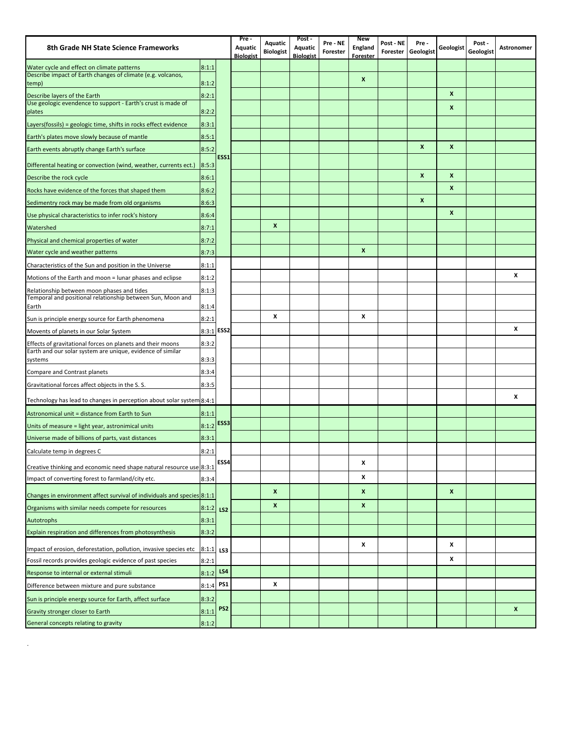| 8th Grade NH State Science Frameworks | | | Pre - Aquatic Biologist | Aquatic Biologist | Post - Aquatic Biologist | Pre - NE Forester | New England Forester | Post - NE Forester | Pre - Geologist | Geologist | Post - Geologist | Astronomer |
|---|---|---|---|---|---|---|---|---|---|---|---|---|
| Water cycle and effect on climate patterns | 8:1:1 | ESS1 | | | | | | | | | | |
| Describe impact of Earth changes of climate (e.g. volcanos, temp) | 8:1:2 | | | | | | X | | | | | |
| Describe layers of the Earth | 8:2:1 | | | | | | | | | X | | |
| Use geologic evendence to support - Earth's crust is made of plates | 8:2:2 | | | | | | | | | X | | |
| Layers(fossils) = geologic time, shifts in rocks effect evidence | 8:3:1 | | | | | | | | | | | |
| Earth's plates move slowly because of mantle | 8:5:1 | | | | | | | | | | | |
| Earth events abruptly change Earth's surface | 8:5:2 | | | | | | | | X | X | | |
| Differental heating or convection (wind, weather, currents ect.) | 8:5:3 | | | | | | | | | | | |
| Describe the rock cycle | 8:6:1 | | | | | | | | X | X | | |
| Rocks have evidence of the forces that shaped them | 8:6:2 | | | | | | | | | X | | |
| Sedimentry rock may be made from old organisms | 8:6:3 | | | | | | | | X | | | |
| Use physical characteristics to infer rock's history | 8:6:4 | | | | | | | | | X | | |
| Watershed | 8:7:1 | | | X | | | | | | | | |
| Physical and chemical properties of water | 8:7:2 | | | | | | | | | | | |
| Water cycle and weather patterns | 8:7:3 | | | | | | X | | | | | |
| Characteristics of the Sun and position in the Universe | 8:1:1 | ESS2 | | | | | | | | | | |
| Motions of the Earth and moon = lunar phases and eclipse | 8:1:2 | | | | | | | | | | | X |
| Relationship between moon phases and tides | 8:1:3 | | | | | | | | | | | |
| Temporal and positional relationship between Sun, Moon and Earth | 8:1:4 | | | | | | | | | | | |
| Sun is principle energy source for Earth phenomena | 8:2:1 | | | X | | | X | | | | | |
| Movents of planets in our Solar System | 8:3:1 | | | | | | | | | | | X |
| Effects of gravitational forces on planets and their moons | 8:3:2 | | | | | | | | | | | |
| Earth and our solar system are unique, evidence of similar systems | 8:3:3 | | | | | | | | | | | |
| Compare and Contrast planets | 8:3:4 | | | | | | | | | | | |
| Gravitational forces affect objects in the S. S. | 8:3:5 | | | | | | | | | | | |
| Technology has lead to changes in perception about solar system | 8:4:1 | | | | | | | | | | | X |
| Astronomical unit = distance from Earth to Sun | 8:1:1 | ESS3 | | | | | | | | | | |
| Units of measure = light year, astronimical units | 8:1:2 | | | | | | | | | | | |
| Universe made of billions of parts, vast distances | 8:3:1 | | | | | | | | | | | |
| Calculate temp in degrees C | 8:2:1 | ESS4 | | | | | | | | | | |
| Creative thinking and economic need shape natural resource use | 8:3:1 | | | | | | X | | | | | |
| Impact of converting forest to farmland/city etc. | 8:3:4 | | | | | | X | | | | | |
| Changes in environment affect survival of individuals and species | 8:1:1 | LS2 | | X | | | X | | | X | | |
| Organisms with similar needs compete for resources | 8:1:2 | | | X | | | X | | | | | |
| Autotrophs | 8:3:1 | | | | | | | | | | | |
| Explain respiration and differences from photosynthesis | 8:3:2 | | | | | | | | | | | |
| Impact of erosion, deforestation, pollution, invasive species etc | 8:1:1 | LS3 | | | | | X | | | X | | |
| Fossil records provides geologic evidence of past species | 8:2:1 | | | | | | | | | X | | |
| Response to internal or external stimuli | 8:1:2 | LS4 | | | | | | | | | | |
| Difference between mixture and pure substance | 8:1:4 | PS1 | | X | | | | | | | | |
| Sun is principle energy source for Earth, affect surface | 8:3:2 | PS2 | | | | | | | | | | |
| Gravity stronger closer to Earth | 8:1:1 | | | | | | | | | | | X |
| General concepts relating to gravity | 8:1:2 | | | | | | | | | | | |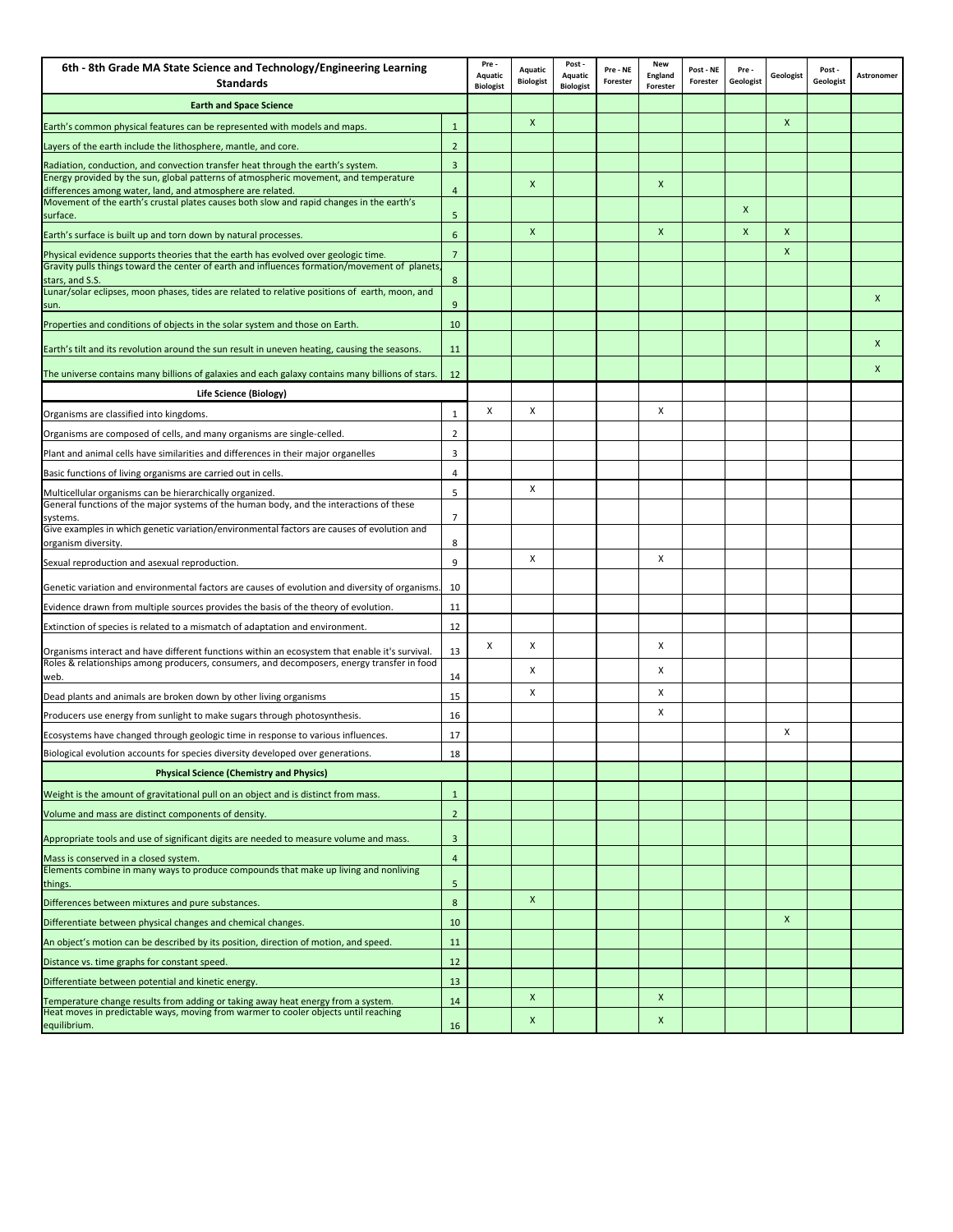| 6th - 8th Grade MA State Science and Technology/Engineering Learning Standards | | Pre - Aquatic Biologist | Aquatic Biologist | Post - Aquatic Biologist | Pre - NE Forester | New England Forester | Post - NE Forester | Pre - Geologist | Geologist | Post - Geologist | Astronomer |
|---|---|---|---|---|---|---|---|---|---|---|---|
| **Earth and Space Science** | | | | | | | | | | | |
| Earth's common physical features can be represented with models and maps. | 1 | | X | | | | | | X | | |
| Layers of the earth include the lithosphere, mantle, and core. | 2 | | | | | | | | | | |
| Radiation, conduction, and convection transfer heat through the earth's system. | 3 | | | | | | | | | | |
| Energy provided by the sun, global patterns of atmospheric movement, and temperature differences among water, land, and atmosphere are related. | 4 | | X | | | X | | | | | |
| Movement of the earth's crustal plates causes both slow and rapid changes in the earth's surface. | 5 | | | | | | | X | | | |
| Earth's surface is built up and torn down by natural processes. | 6 | | X | | | X | | X | X | | |
| Physical evidence supports theories that the earth has evolved over geologic time. | 7 | | | | | | | | X | | |
| Gravity pulls things toward the center of earth and influences formation/movement of planets, stars, and S.S. | 8 | | | | | | | | | | |
| Lunar/solar eclipses, moon phases, tides are related to relative positions of earth, moon, and sun. | 9 | | | | | | | | | | X |
| Properties and conditions of objects in the solar system and those on Earth. | 10 | | | | | | | | | | |
| Earth's tilt and its revolution around the sun result in uneven heating, causing the seasons. | 11 | | | | | | | | | | X |
| The universe contains many billions of galaxies and each galaxy contains many billions of stars. | 12 | | | | | | | | | | X |
| **Life Science (Biology)** | | | | | | | | | | | |
| Organisms are classified into kingdoms. | 1 | X | X | | | X | | | | | |
| Organisms are composed of cells, and many organisms are single-celled. | 2 | | | | | | | | | | |
| Plant and animal cells have similarities and differences in their major organelles | 3 | | | | | | | | | | |
| Basic functions of living organisms are carried out in cells. | 4 | | | | | | | | | | |
| Multicellular organisms can be hierarchically organized. | 5 | | X | | | | | | | | |
| General functions of the major systems of the human body, and the interactions of these systems. | 7 | | | | | | | | | | |
| Give examples in which genetic variation/environmental factors are causes of evolution and organism diversity. | 8 | | | | | | | | | | |
| Sexual reproduction and asexual reproduction. | 9 | | X | | | X | | | | | |
| Genetic variation and environmental factors are causes of evolution and diversity of organisms. | 10 | | | | | | | | | | |
| Evidence drawn from multiple sources provides the basis of the theory of evolution. | 11 | | | | | | | | | | |
| Extinction of species is related to a mismatch of adaptation and environment. | 12 | | | | | | | | | | |
| Organisms interact and have different functions within an ecosystem that enable it's survival. | 13 | X | X | | | X | | | | | |
| Roles & relationships among producers, consumers, and decomposers, energy transfer in food web. | 14 | | X | | | X | | | | | |
| Dead plants and animals are broken down by other living organisms | 15 | | X | | | X | | | | | |
| Producers use energy from sunlight to make sugars through photosynthesis. | 16 | | | | | X | | | | | |
| Ecosystems have changed through geologic time in response to various influences. | 17 | | | | | | | | X | | |
| Biological evolution accounts for species diversity developed over generations. | 18 | | | | | | | | | | |
| **Physical Science (Chemistry and Physics)** | | | | | | | | | | | |
| Weight is the amount of gravitational pull on an object and is distinct from mass. | 1 | | | | | | | | | | |
| Volume and mass are distinct components of density. | 2 | | | | | | | | | | |
| Appropriate tools and use of significant digits are needed to measure volume and mass. | 3 | | | | | | | | | | |
| Mass is conserved in a closed system. | 4 | | | | | | | | | | |
| Elements combine in many ways to produce compounds that make up living and nonliving things. | 5 | | | | | | | | | | |
| Differences between mixtures and pure substances. | 8 | | X | | | | | | | | |
| Differentiate between physical changes and chemical changes. | 10 | | | | | | | | X | | |
| An object's motion can be described by its position, direction of motion, and speed. | 11 | | | | | | | | | | |
| Distance vs. time graphs for constant speed. | 12 | | | | | | | | | | |
| Differentiate between potential and kinetic energy. | 13 | | | | | | | | | | |
| Temperature change results from adding or taking away heat energy from a system. | 14 | | X | | | X | | | | | |
| Heat moves in predictable ways, moving from warmer to cooler objects until reaching equilibrium. | 16 | | X | | | X | | | | | |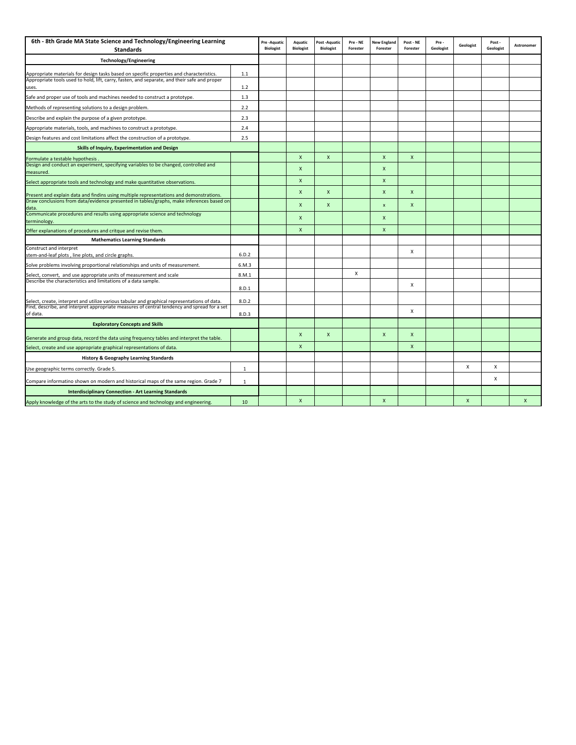| 6th - 8th Grade MA State Science and Technology/Engineering Learning Standards | | Pre -Aquatic Biologist | Aquatic Biologist | Post -Aquatic Biologist | Pre - NE Forester | New England Forester | Post - NE Forester | Pre - Geologist | Geologist | Post - Geologist | Astronomer |
|---|---|---|---|---|---|---|---|---|---|---|---|
| **Technology/Engineering** | | | | | | | | | | | |
| Appropriate materials for design tasks based on specific properties and characteristics. | 1.1 | | | | | | | | | | |
| Appropriate tools used to hold, lift, carry, fasten, and separate, and their safe and proper uses. | 1.2 | | | | | | | | | | |
| Safe and proper use of tools and machines needed to construct a prototype. | 1.3 | | | | | | | | | | |
| Methods of representing solutions to a design problem. | 2.2 | | | | | | | | | | |
| Describe and explain the purpose of a given prototype. | 2.3 | | | | | | | | | | |
| Appropriate materials, tools, and machines to construct a prototype. | 2.4 | | | | | | | | | | |
| Design features and cost limitations affect the construction of a prototype. | 2.5 | | | | | | | | | | |
| **Skills of Inquiry, Experimentation and Design** | | | | | | | | | | | |
| Formulate a testable hypothesis . | | | X | X | | X | X | | | | |
| Design and conduct an experiment, specifying variables to be changed, controlled and measured. | | | X | | | X | | | | | |
| Select appropriate tools and technology and make quantitative observations. | | | X | | | X | | | | | |
| Present and explain data and findins using multiple representations and demonstrations. | | | X | X | | X | X | | | | |
| Draw conclusions from data/evidence presented in tables/graphs, make inferences based on data. | | | X | X | | x | X | | | | |
| Communicate procedures and results using appropriate science and technology terminology. | | | X | | | X | | | | | |
| Offer explanations of procedures and critque and revise them. | | | X | | | X | | | | | |
| **Mathematics Learning Standards** | | | | | | | | | | | |
| Construct and interpret stem-and-leaf plots , line plots, and circle graphs. | 6.D.2 | | | | | | X | | | | |
| Solve problems involving proportional relationships and units of measurement. | 6.M.3 | | | | | | | | | | |
| Select, convert, and use appropriate units of measurement and scale | 8.M.1 | | | | X | | | | | | |
| Describe the characteristics and limitations of a data sample. | 8.D.1 | | | | | | X | | | | |
| Select, create, interpret and utilize various tabular and graphical representations of data. | 8.D.2 | | | | | | | | | | |
| Find, describe, and interpret appropriate measures of central tendency and spread for a set of data. | 8.D.3 | | | | | | X | | | | |
| **Exploratory Concepts and Skills** | | | | | | | | | | | |
| Generate and group data, record the data using frequency tables and interpret the table. | | | X | X | | X | X | | | | |
| Select, create and use appropriate graphical representations of data. | | | X | | | | X | | | | |
| **History & Geography Learning Standards** | | | | | | | | | | | |
| Use geographic terms correctly. Grade 5. | 1 | | | | | | | | X | X | |
| Compare informatino shown on modern and historical maps of the same region. Grade 7 | 1 | | | | | | | | | X | |
| **Interdisciplinary Connection - Art Learning Standards** | | | | | | | | | | | |
| Apply knowledge of the arts to the study of science and technology and engineering. | 10 | | X | | | X | | | X | | X |